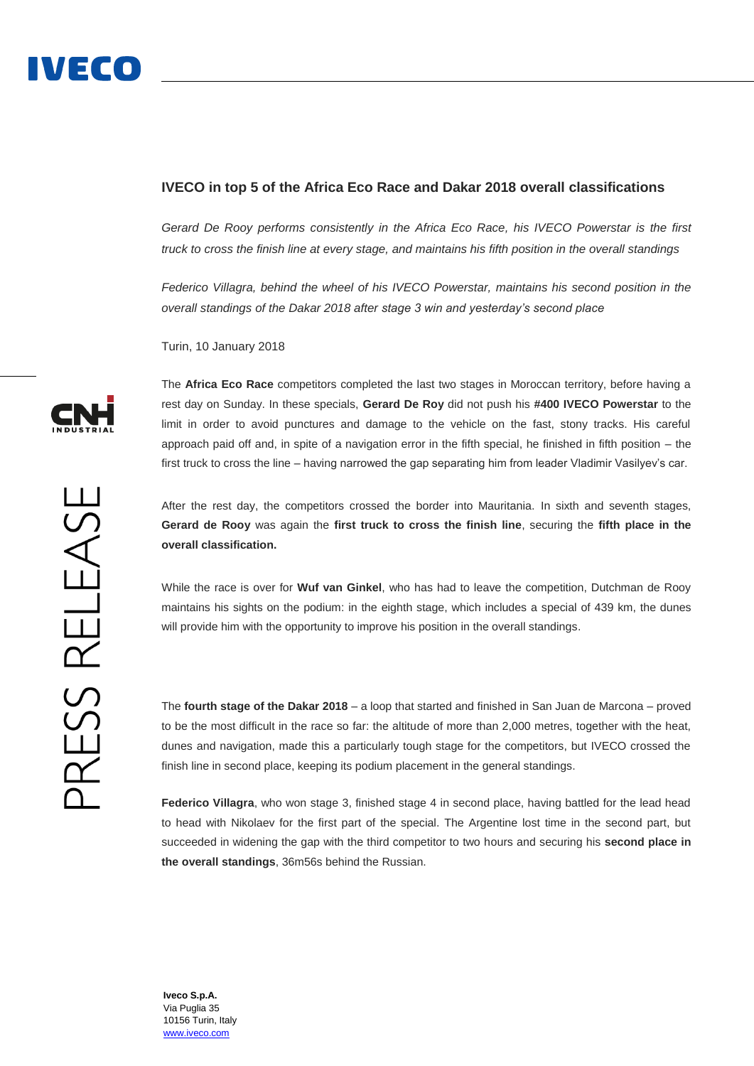## IVECO in top 5 of the Africa Eco Race and Dakar 2018 overall classifications

*Gerard De Rooy performs consistently in the Africa Eco Race, his IVECO Powerstar is the first truck to cross the finish line at every stage, and maintains his fifth position in the overall standings*

*Federico Villagra, behind the wheel of his IVECO Powerstar, maintains his second position in the overall standings of the Dakar 2018 after stage 3 win and yesterday's second place*

Turin, 10 January 2018

The **Africa Eco Race** competitors completed the last two stages in Moroccan territory, before having a rest day on Sunday. In these specials, **Gerard De Roy** did not push his **#400 IVECO Powerstar** to the limit in order to avoid punctures and damage to the vehicle on the fast, stony tracks. His careful approach paid off and, in spite of a navigation error in the fifth special, he finished in fifth position – the first truck to cross the line – having narrowed the gap separating him from leader Vladimir Vasilyev's car.

After the rest day, the competitors crossed the border into Mauritania. In sixth and seventh stages, **Gerard de Rooy** was again the **first truck to cross the finish line**, securing the **fifth place in the overall classification.**

While the race is over for **Wuf van Ginkel**, who has had to leave the competition, Dutchman de Rooy maintains his sights on the podium: in the eighth stage, which includes a special of 439 km, the dunes will provide him with the opportunity to improve his position in the overall standings.

The **fourth stage of the Dakar 2018** – a loop that started and finished in San Juan de Marcona – proved to be the most difficult in the race so far: the altitude of more than 2,000 metres, together with the heat, dunes and navigation, made this a particularly tough stage for the competitors, but IVECO crossed the finish line in second place, keeping its podium placement in the general standings.

**Federico Villagra**, who won stage 3, finished stage 4 in second place, having battled for the lead head to head with Nikolaev for the first part of the special. The Argentine lost time in the second part, but succeeded in widening the gap with the third competitor to two hours and securing his **second place in the overall standings**, 36m56s behind the Russian.

**Iveco S.p.A.**
Via Puglia 35
10156 Turin, Italy
www.iveco.com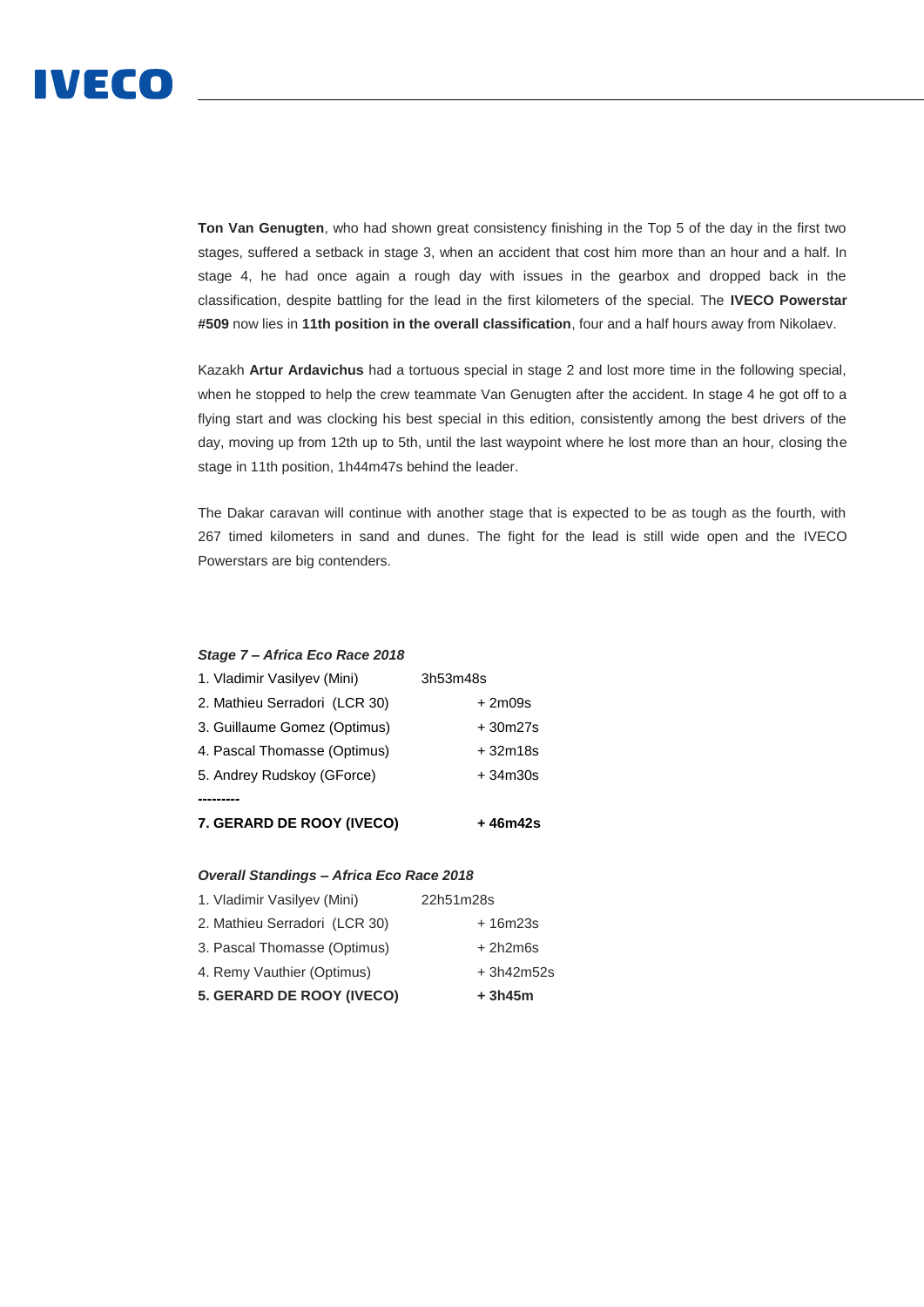**Ton Van Genugten**, who had shown great consistency finishing in the Top 5 of the day in the first two stages, suffered a setback in stage 3, when an accident that cost him more than an hour and a half. In stage 4, he had once again a rough day with issues in the gearbox and dropped back in the classification, despite battling for the lead in the first kilometers of the special. The **IVECO Powerstar #509** now lies in **11th position in the overall classification**, four and a half hours away from Nikolaev.

Kazakh **Artur Ardavichus** had a tortuous special in stage 2 and lost more time in the following special, when he stopped to help the crew teammate Van Genugten after the accident. In stage 4 he got off to a flying start and was clocking his best special in this edition, consistently among the best drivers of the day, moving up from 12th up to 5th, until the last waypoint where he lost more than an hour, closing the stage in 11th position, 1h44m47s behind the leader.

The Dakar caravan will continue with another stage that is expected to be as tough as the fourth, with 267 timed kilometers in sand and dunes. The fight for the lead is still wide open and the IVECO Powerstars are big contenders.

***Stage 7 – Africa Eco Race 2018***

| | |
|---|---|
| 1. Vladimir Vasilyev (Mini) | 3h53m48s |
| 2. Mathieu Serradori (LCR 30) | + 2m09s |
| 3. Guillaume Gomez (Optimus) | + 30m27s |
| 4. Pascal Thomasse (Optimus) | + 32m18s |
| 5. Andrey Rudskoy (GForce) | + 34m30s |
| --------- | |
| **7. GERARD DE ROOY (IVECO)** | **+ 46m42s** |

***Overall Standings – Africa Eco Race 2018***

| | |
|---|---|
| 1. Vladimir Vasilyev (Mini) | 22h51m28s |
| 2. Mathieu Serradori (LCR 30) | + 16m23s |
| 3. Pascal Thomasse (Optimus) | + 2h2m6s |
| 4. Remy Vauthier (Optimus) | + 3h42m52s |
| **5. GERARD DE ROOY (IVECO)** | **+ 3h45m** |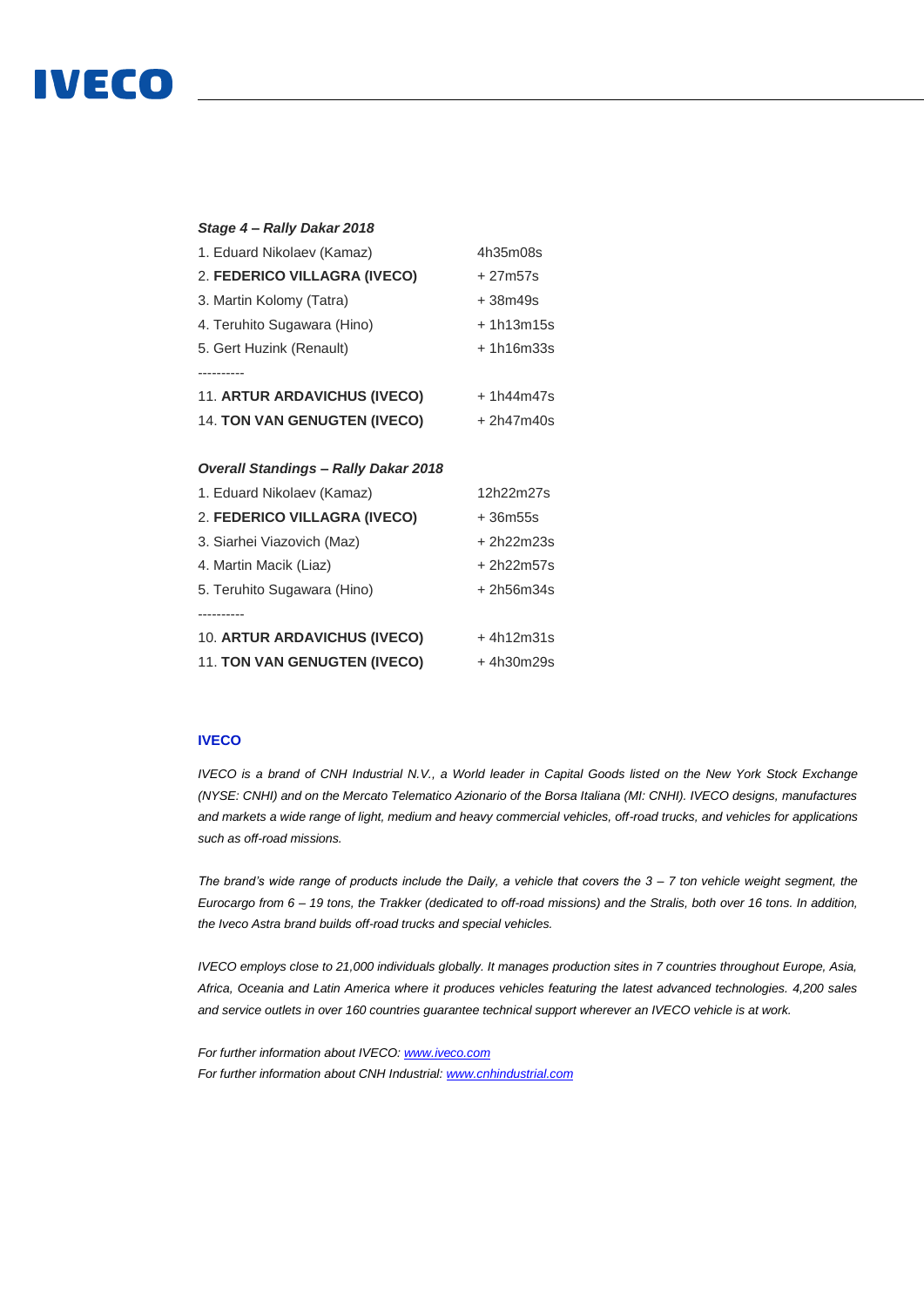***Stage 4 – Rally Dakar 2018***

| | |
|---|---|
| 1. Eduard Nikolaev (Kamaz) | 4h35m08s |
| 2. **FEDERICO VILLAGRA (IVECO)** | + 27m57s |
| 3. Martin Kolomy (Tatra) | + 38m49s |
| 4. Teruhito Sugawara (Hino) | + 1h13m15s |
| 5. Gert Huzink (Renault) | + 1h16m33s |
| ---------- | |
| 11. **ARTUR ARDAVICHUS (IVECO)** | + 1h44m47s |
| 14. **TON VAN GENUGTEN (IVECO)** | + 2h47m40s |

***Overall Standings – Rally Dakar 2018***

| | |
|---|---|
| 1. Eduard Nikolaev (Kamaz) | 12h22m27s |
| 2. **FEDERICO VILLAGRA (IVECO)** | + 36m55s |
| 3. Siarhei Viazovich (Maz) | + 2h22m23s |
| 4. Martin Macik (Liaz) | + 2h22m57s |
| 5. Teruhito Sugawara (Hino) | + 2h56m34s |
| ---------- | |
| 10. **ARTUR ARDAVICHUS (IVECO)** | + 4h12m31s |
| 11. **TON VAN GENUGTEN (IVECO)** | + 4h30m29s |

**IVECO**

*IVECO is a brand of CNH Industrial N.V., a World leader in Capital Goods listed on the New York Stock Exchange (NYSE: CNHI) and on the Mercato Telematico Azionario of the Borsa Italiana (MI: CNHI). IVECO designs, manufactures and markets a wide range of light, medium and heavy commercial vehicles, off-road trucks, and vehicles for applications such as off-road missions.*

*The brand's wide range of products include the Daily, a vehicle that covers the 3 – 7 ton vehicle weight segment, the Eurocargo from 6 – 19 tons, the Trakker (dedicated to off-road missions) and the Stralis, both over 16 tons. In addition, the Iveco Astra brand builds off-road trucks and special vehicles.*

*IVECO employs close to 21,000 individuals globally. It manages production sites in 7 countries throughout Europe, Asia, Africa, Oceania and Latin America where it produces vehicles featuring the latest advanced technologies. 4,200 sales and service outlets in over 160 countries guarantee technical support wherever an IVECO vehicle is at work.*

*For further information about IVECO: [www.iveco.com](http://www.iveco.com)*
*For further information about CNH Industrial: [www.cnhindustrial.com](http://www.cnhindustrial.com)*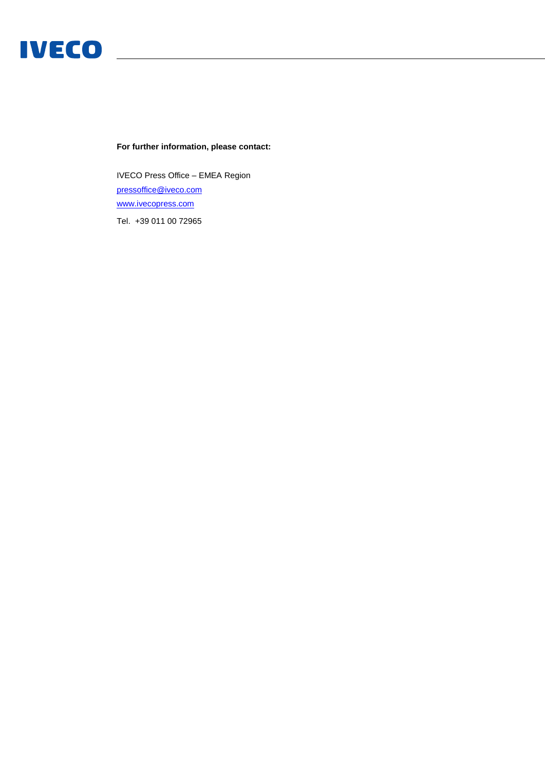**For further information, please contact:**

IVECO Press Office – EMEA Region

pressoffice@iveco.com

www.ivecopress.com

Tel. +39 011 00 72965